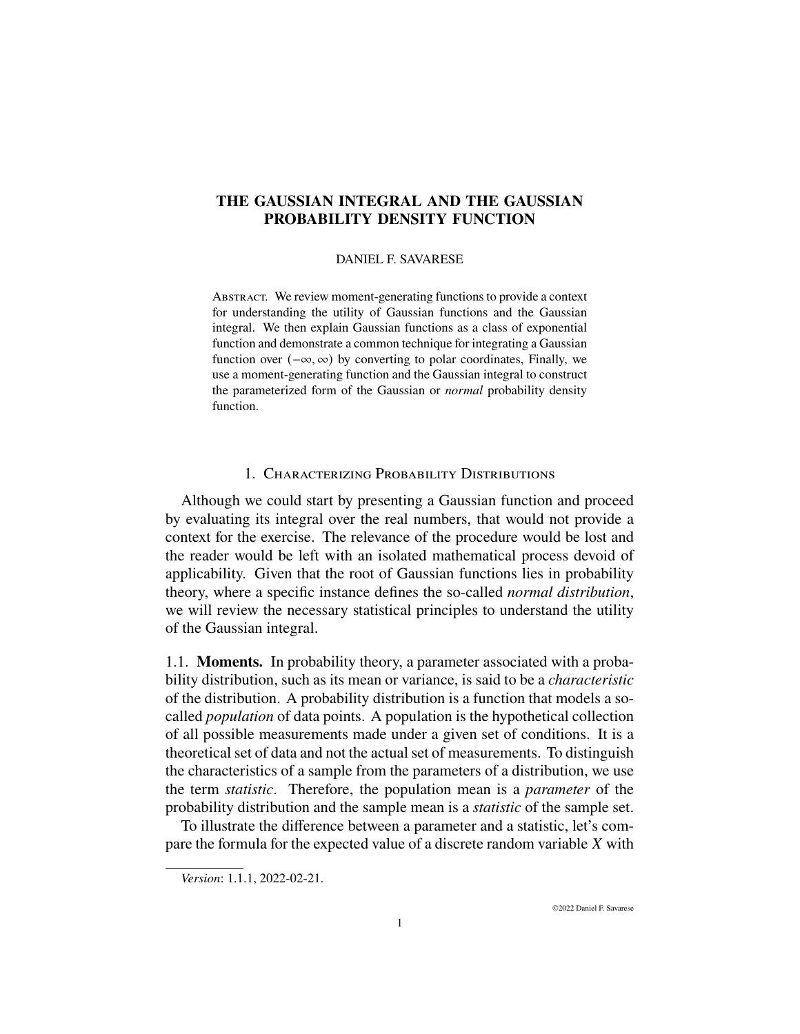# THE GAUSSIAN INTEGRAL AND THE GAUSSIAN PROBABILITY DENSITY FUNCTION

DANIEL F. SAVARESE

ABSTRACT. We review moment-generating functions to provide a context for understanding the utility of Gaussian functions and the Gaussian integral. We then explain Gaussian functions as a class of exponential function and demonstrate a common technique for integrating a Gaussian function over $(-\infty, \infty)$ by converting to polar coordinates, Finally, we use a moment-generating function and the Gaussian integral to construct the parameterized form of the Gaussian or *normal* probability density function.

## 1. Characterizing Probability Distributions

Although we could start by presenting a Gaussian function and proceed by evaluating its integral over the real numbers, that would not provide a context for the exercise. The relevance of the procedure would be lost and the reader would be left with an isolated mathematical process devoid of applicability. Given that the root of Gaussian functions lies in probability theory, where a specific instance defines the so-called *normal distribution*, we will review the necessary statistical principles to understand the utility of the Gaussian integral.

### 1.1. Moments.

In probability theory, a parameter associated with a probability distribution, such as its mean or variance, is said to be a *characteristic* of the distribution. A probability distribution is a function that models a so-called *population* of data points. A population is the hypothetical collection of all possible measurements made under a given set of conditions. It is a theoretical set of data and not the actual set of measurements. To distinguish the characteristics of a sample from the parameters of a distribution, we use the term *statistic*. Therefore, the population mean is a *parameter* of the probability distribution and the sample mean is a *statistic* of the sample set.

To illustrate the difference between a parameter and a statistic, let's compare the formula for the expected value of a discrete random variable $X$ with

*Version*: 1.1.1, 2022-02-21.

©2022 Daniel F. Savarese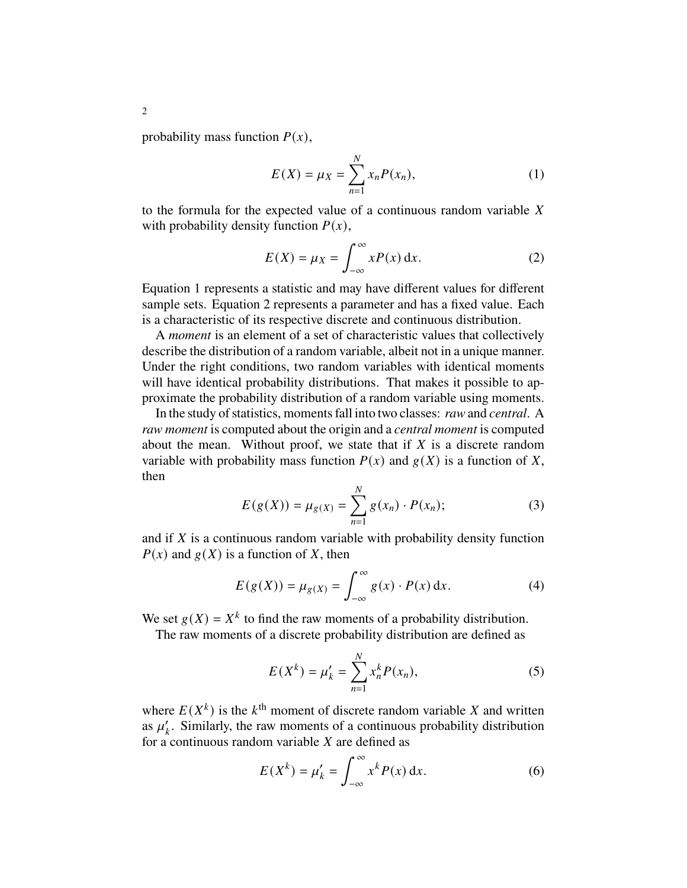probability mass function $P(x)$,

$$E(X) = \mu_X = \sum_{n=1}^{N} x_n P(x_n), \tag{1}$$

to the formula for the expected value of a continuous random variable $X$ with probability density function $P(x)$,

$$E(X) = \mu_X = \int_{-\infty}^{\infty} x P(x)\,\mathrm{d}x. \tag{2}$$

Equation 1 represents a statistic and may have different values for different sample sets. Equation 2 represents a parameter and has a fixed value. Each is a characteristic of its respective discrete and continuous distribution.

A *moment* is an element of a set of characteristic values that collectively describe the distribution of a random variable, albeit not in a unique manner. Under the right conditions, two random variables with identical moments will have identical probability distributions. That makes it possible to approximate the probability distribution of a random variable using moments.

In the study of statistics, moments fall into two classes: *raw* and *central*. A *raw moment* is computed about the origin and a *central moment* is computed about the mean. Without proof, we state that if $X$ is a discrete random variable with probability mass function $P(x)$ and $g(X)$ is a function of $X$, then

$$E(g(X)) = \mu_{g(X)} = \sum_{n=1}^{N} g(x_n) \cdot P(x_n); \tag{3}$$

and if $X$ is a continuous random variable with probability density function $P(x)$ and $g(X)$ is a function of $X$, then

$$E(g(X)) = \mu_{g(X)} = \int_{-\infty}^{\infty} g(x) \cdot P(x)\,\mathrm{d}x. \tag{4}$$

We set $g(X) = X^k$ to find the raw moments of a probability distribution.

The raw moments of a discrete probability distribution are defined as

$$E(X^k) = \mu'_k = \sum_{n=1}^{N} x_n^k P(x_n), \tag{5}$$

where $E(X^k)$ is the $k^{\text{th}}$ moment of discrete random variable $X$ and written as $\mu'_k$. Similarly, the raw moments of a continuous probability distribution for a continuous random variable $X$ are defined as

$$E(X^k) = \mu'_k = \int_{-\infty}^{\infty} x^k P(x)\,\mathrm{d}x. \tag{6}$$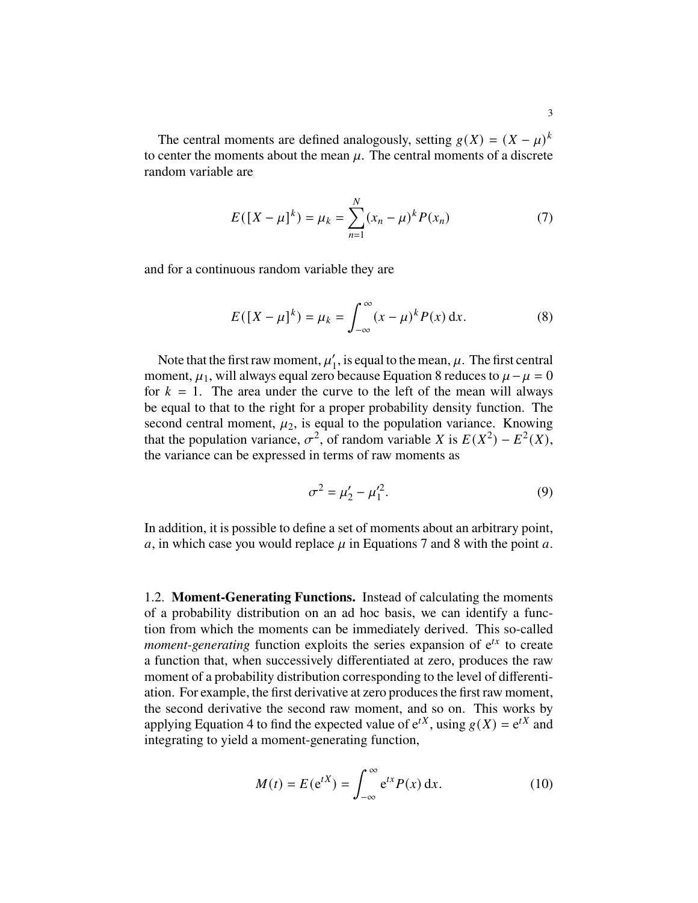The central moments are defined analogously, setting $g(X) = (X - \mu)^k$ to center the moments about the mean $\mu$. The central moments of a discrete random variable are

$$E([X - \mu]^k) = \mu_k = \sum_{n=1}^{N} (x_n - \mu)^k P(x_n) \tag{7}$$

and for a continuous random variable they are

$$E([X - \mu]^k) = \mu_k = \int_{-\infty}^{\infty} (x - \mu)^k P(x)\,\mathrm{d}x. \tag{8}$$

Note that the first raw moment, $\mu'_1$, is equal to the mean, $\mu$. The first central moment, $\mu_1$, will always equal zero because Equation 8 reduces to $\mu - \mu = 0$ for $k = 1$. The area under the curve to the left of the mean will always be equal to that to the right for a proper probability density function. The second central moment, $\mu_2$, is equal to the population variance. Knowing that the population variance, $\sigma^2$, of random variable $X$ is $E(X^2) - E^2(X)$, the variance can be expressed in terms of raw moments as

$$\sigma^2 = \mu'_2 - \mu'^2_1. \tag{9}$$

In addition, it is possible to define a set of moments about an arbitrary point, $a$, in which case you would replace $\mu$ in Equations 7 and 8 with the point $a$.

### 1.2. **Moment-Generating Functions.**

Instead of calculating the moments of a probability distribution on an ad hoc basis, we can identify a function from which the moments can be immediately derived. This so-called *moment-generating* function exploits the series expansion of $\mathrm{e}^{tx}$ to create a function that, when successively differentiated at zero, produces the raw moment of a probability distribution corresponding to the level of differentiation. For example, the first derivative at zero produces the first raw moment, the second derivative the second raw moment, and so on. This works by applying Equation 4 to find the expected value of $\mathrm{e}^{tX}$, using $g(X) = \mathrm{e}^{tX}$ and integrating to yield a moment-generating function,

$$M(t) = E(\mathrm{e}^{tX}) = \int_{-\infty}^{\infty} \mathrm{e}^{tx} P(x)\,\mathrm{d}x. \tag{10}$$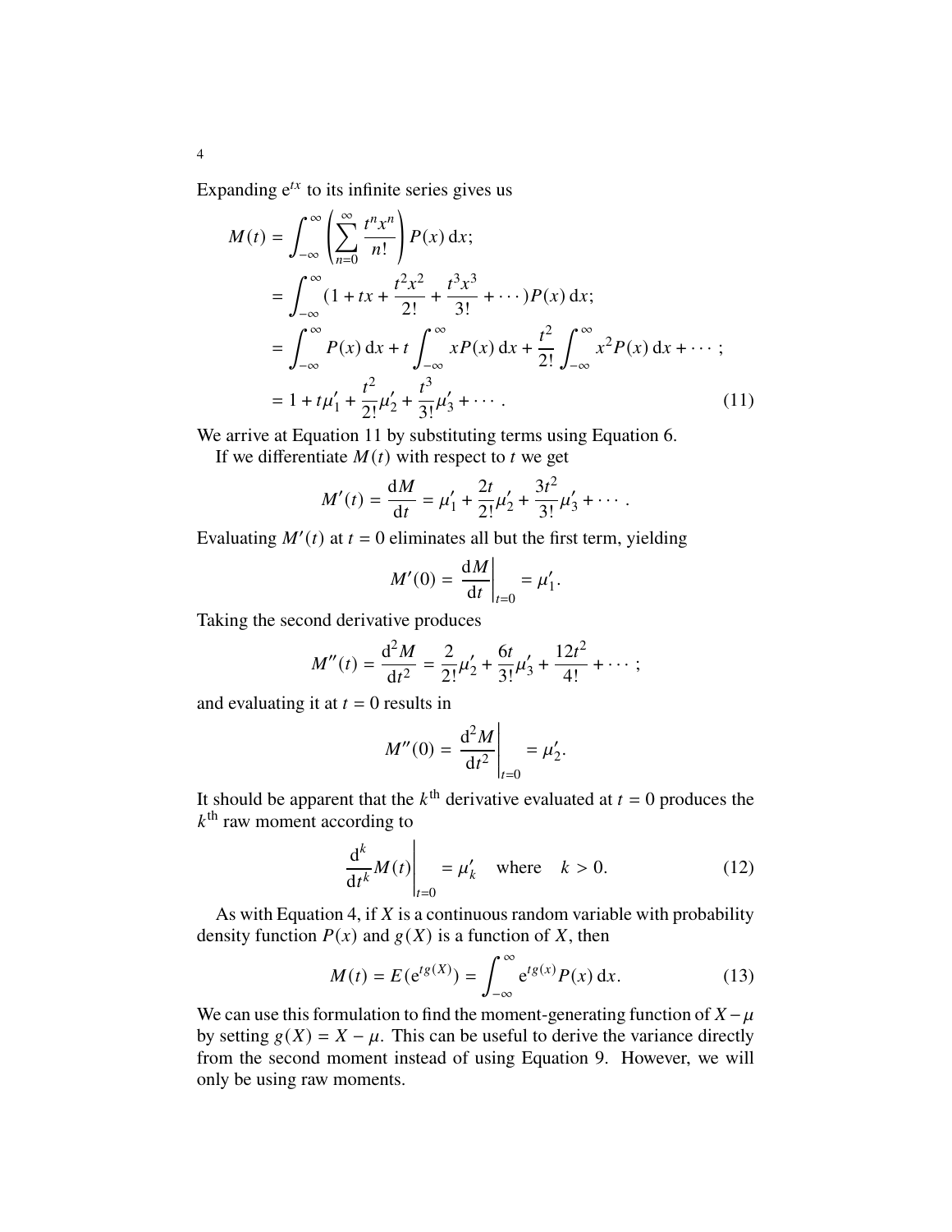Expanding $e^{tx}$ to its infinite series gives us

$$
\begin{aligned}
M(t) &= \int_{-\infty}^{\infty} \left( \sum_{n=0}^{\infty} \frac{t^n x^n}{n!} \right) P(x)\,\mathrm{d}x; \\
&= \int_{-\infty}^{\infty} (1 + tx + \frac{t^2 x^2}{2!} + \frac{t^3 x^3}{3!} + \cdots) P(x)\,\mathrm{d}x; \\
&= \int_{-\infty}^{\infty} P(x)\,\mathrm{d}x + t \int_{-\infty}^{\infty} x P(x)\,\mathrm{d}x + \frac{t^2}{2!} \int_{-\infty}^{\infty} x^2 P(x)\,\mathrm{d}x + \cdots; \\
&= 1 + t\mu_1' + \frac{t^2}{2!}\mu_2' + \frac{t^3}{3!}\mu_3' + \cdots. \qquad (11)
\end{aligned}
$$

We arrive at Equation 11 by substituting terms using Equation 6.

If we differentiate $M(t)$ with respect to $t$ we get

$$M'(t) = \frac{\mathrm{d}M}{\mathrm{d}t} = \mu_1' + \frac{2t}{2!}\mu_2' + \frac{3t^2}{3!}\mu_3' + \cdots.$$

Evaluating $M'(t)$ at $t = 0$ eliminates all but the first term, yielding

$$M'(0) = \left. \frac{\mathrm{d}M}{\mathrm{d}t} \right|_{t=0} = \mu_1'.$$

Taking the second derivative produces

$$M''(t) = \frac{\mathrm{d}^2 M}{\mathrm{d}t^2} = \frac{2}{2!}\mu_2' + \frac{6t}{3!}\mu_3' + \frac{12t^2}{4!} + \cdots;$$

and evaluating it at $t = 0$ results in

$$M''(0) = \left. \frac{\mathrm{d}^2 M}{\mathrm{d}t^2} \right|_{t=0} = \mu_2'.$$

It should be apparent that the $k^{\text{th}}$ derivative evaluated at $t = 0$ produces the $k^{\text{th}}$ raw moment according to

$$\left. \frac{\mathrm{d}^k}{\mathrm{d}t^k} M(t) \right|_{t=0} = \mu_k' \quad \text{where} \quad k > 0. \qquad (12)$$

As with Equation 4, if $X$ is a continuous random variable with probability density function $P(x)$ and $g(X)$ is a function of $X$, then

$$M(t) = E(e^{tg(X)}) = \int_{-\infty}^{\infty} e^{tg(x)} P(x)\,\mathrm{d}x. \qquad (13)$$

We can use this formulation to find the moment-generating function of $X - \mu$ by setting $g(X) = X - \mu$. This can be useful to derive the variance directly from the second moment instead of using Equation 9. However, we will only be using raw moments.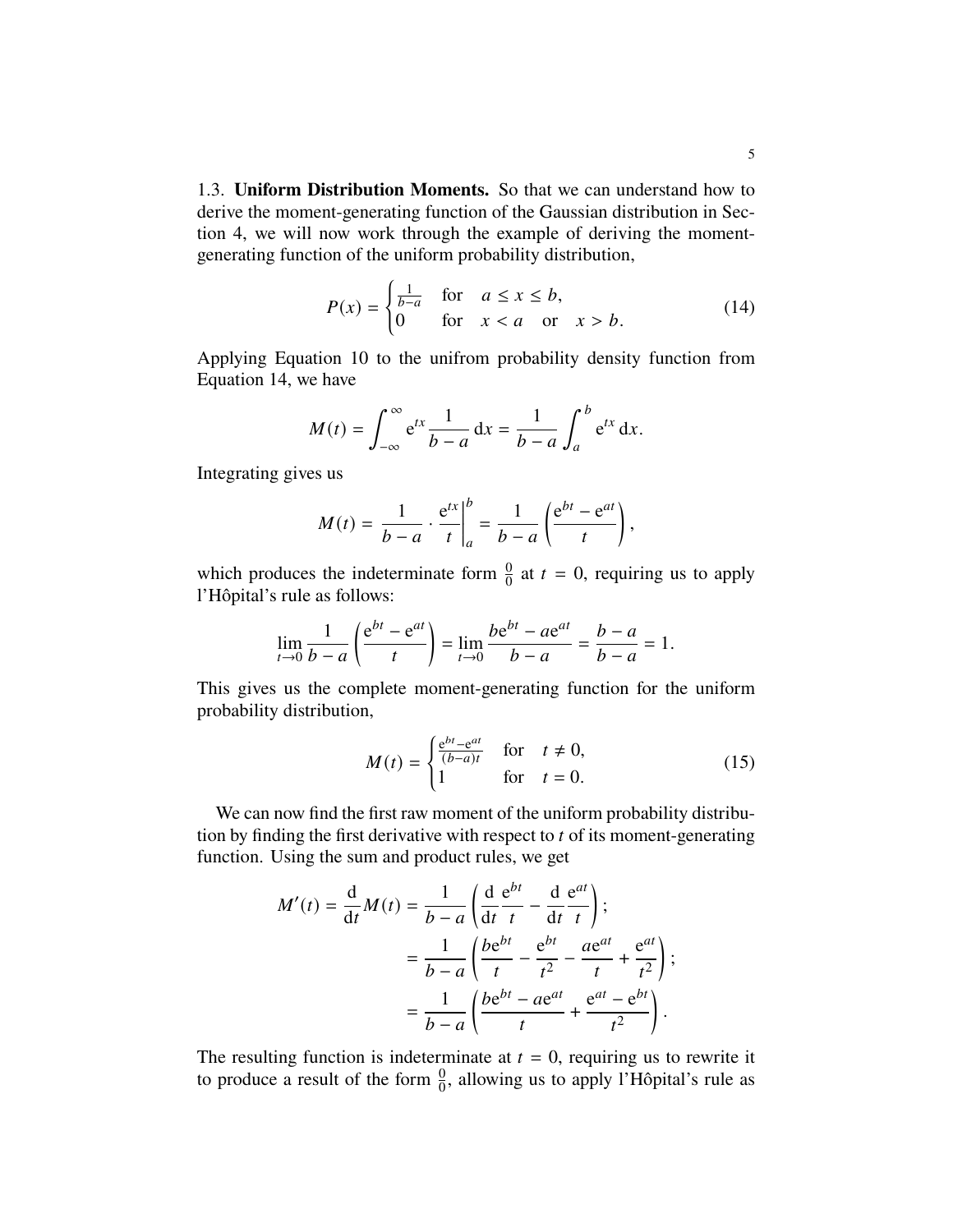### 1.3. **Uniform Distribution Moments.**

So that we can understand how to derive the moment-generating function of the Gaussian distribution in Section 4, we will now work through the example of deriving the moment-generating function of the uniform probability distribution,

$$P(x) = \begin{cases} \frac{1}{b-a} & \text{for} \quad a \leq x \leq b, \\ 0 & \text{for} \quad x < a \quad \text{or} \quad x > b. \end{cases} \tag{14}$$

Applying Equation 10 to the unifrom probability density function from Equation 14, we have

$$M(t) = \int_{-\infty}^{\infty} \mathrm{e}^{tx} \frac{1}{b-a} \, \mathrm{d}x = \frac{1}{b-a} \int_{a}^{b} \mathrm{e}^{tx} \, \mathrm{d}x.$$

Integrating gives us

$$M(t) = \frac{1}{b-a} \cdot \left. \frac{\mathrm{e}^{tx}}{t} \right|_{a}^{b} = \frac{1}{b-a} \left( \frac{\mathrm{e}^{bt} - \mathrm{e}^{at}}{t} \right),$$

which produces the indeterminate form $\frac{0}{0}$ at $t = 0$, requiring us to apply l'Hôpital's rule as follows:

$$\lim_{t \to 0} \frac{1}{b-a} \left( \frac{\mathrm{e}^{bt} - \mathrm{e}^{at}}{t} \right) = \lim_{t \to 0} \frac{b\mathrm{e}^{bt} - a\mathrm{e}^{at}}{b-a} = \frac{b-a}{b-a} = 1.$$

This gives us the complete moment-generating function for the uniform probability distribution,

$$M(t) = \begin{cases} \frac{\mathrm{e}^{bt} - \mathrm{e}^{at}}{(b-a)t} & \text{for} \quad t \neq 0, \\ 1 & \text{for} \quad t = 0. \end{cases} \tag{15}$$

We can now find the first raw moment of the uniform probability distribution by finding the first derivative with respect to $t$ of its moment-generating function. Using the sum and product rules, we get

$$\begin{aligned} M'(t) = \frac{\mathrm{d}}{\mathrm{d}t} M(t) &= \frac{1}{b-a} \left( \frac{\mathrm{d}}{\mathrm{d}t} \frac{\mathrm{e}^{bt}}{t} - \frac{\mathrm{d}}{\mathrm{d}t} \frac{\mathrm{e}^{at}}{t} \right); \\ &= \frac{1}{b-a} \left( \frac{b\mathrm{e}^{bt}}{t} - \frac{\mathrm{e}^{bt}}{t^2} - \frac{a\mathrm{e}^{at}}{t} + \frac{\mathrm{e}^{at}}{t^2} \right); \\ &= \frac{1}{b-a} \left( \frac{b\mathrm{e}^{bt} - a\mathrm{e}^{at}}{t} + \frac{\mathrm{e}^{at} - \mathrm{e}^{bt}}{t^2} \right). \end{aligned}$$

The resulting function is indeterminate at $t = 0$, requiring us to rewrite it to produce a result of the form $\frac{0}{0}$, allowing us to apply l'Hôpital's rule as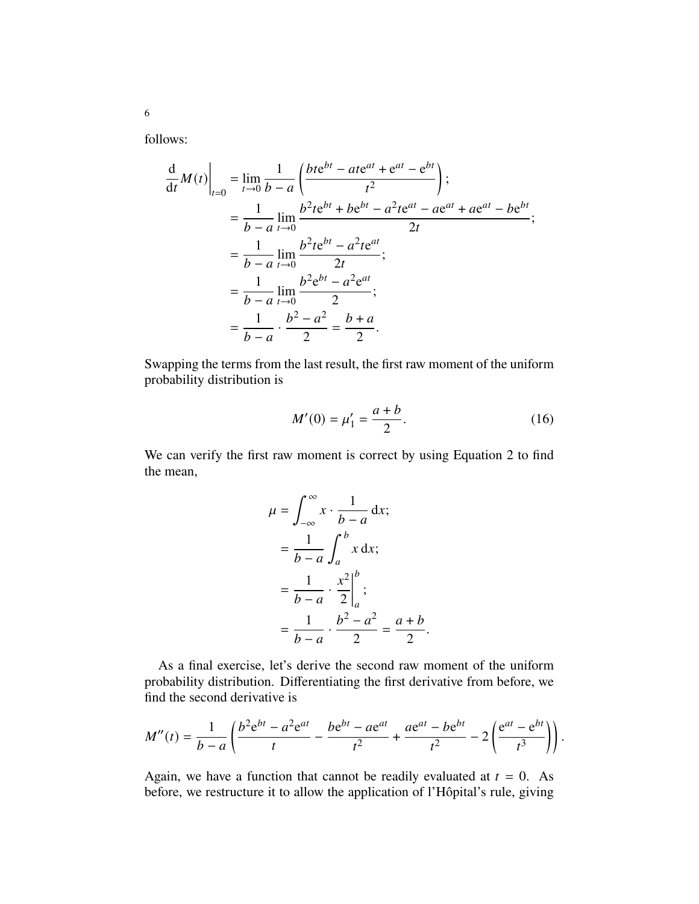follows:

$$
\begin{aligned}
\left.\frac{\mathrm{d}}{\mathrm{d}t} M(t)\right|_{t=0} &= \lim_{t\to 0} \frac{1}{b-a} \left( \frac{bt\mathrm{e}^{bt} - at\mathrm{e}^{at} + \mathrm{e}^{at} - \mathrm{e}^{bt}}{t^2} \right); \\
&= \frac{1}{b-a} \lim_{t\to 0} \frac{b^2 t\mathrm{e}^{bt} + b\mathrm{e}^{bt} - a^2 t\mathrm{e}^{at} - a\mathrm{e}^{at} + a\mathrm{e}^{at} - b\mathrm{e}^{bt}}{2t}; \\
&= \frac{1}{b-a} \lim_{t\to 0} \frac{b^2 t\mathrm{e}^{bt} - a^2 t\mathrm{e}^{at}}{2t}; \\
&= \frac{1}{b-a} \lim_{t\to 0} \frac{b^2 \mathrm{e}^{bt} - a^2 \mathrm{e}^{at}}{2}; \\
&= \frac{1}{b-a} \cdot \frac{b^2 - a^2}{2} = \frac{b+a}{2}.
\end{aligned}
$$

Swapping the terms from the last result, the first raw moment of the uniform probability distribution is

$$
M'(0) = \mu_1' = \frac{a+b}{2}. \tag{16}
$$

We can verify the first raw moment is correct by using Equation 2 to find the mean,

$$
\begin{aligned}
\mu &= \int_{-\infty}^{\infty} x \cdot \frac{1}{b-a} \, \mathrm{d}x; \\
&= \frac{1}{b-a} \int_a^b x \, \mathrm{d}x; \\
&= \frac{1}{b-a} \cdot \left.\frac{x^2}{2}\right|_a^b; \\
&= \frac{1}{b-a} \cdot \frac{b^2 - a^2}{2} = \frac{a+b}{2}.
\end{aligned}
$$

As a final exercise, let's derive the second raw moment of the uniform probability distribution. Differentiating the first derivative from before, we find the second derivative is

$$
M''(t) = \frac{1}{b-a} \left( \frac{b^2\mathrm{e}^{bt} - a^2\mathrm{e}^{at}}{t} - \frac{b\mathrm{e}^{bt} - a\mathrm{e}^{at}}{t^2} + \frac{a\mathrm{e}^{at} - b\mathrm{e}^{bt}}{t^2} - 2\left( \frac{\mathrm{e}^{at} - \mathrm{e}^{bt}}{t^3} \right) \right).
$$

Again, we have a function that cannot be readily evaluated at $t = 0$. As before, we restructure it to allow the application of l'Hôpital's rule, giving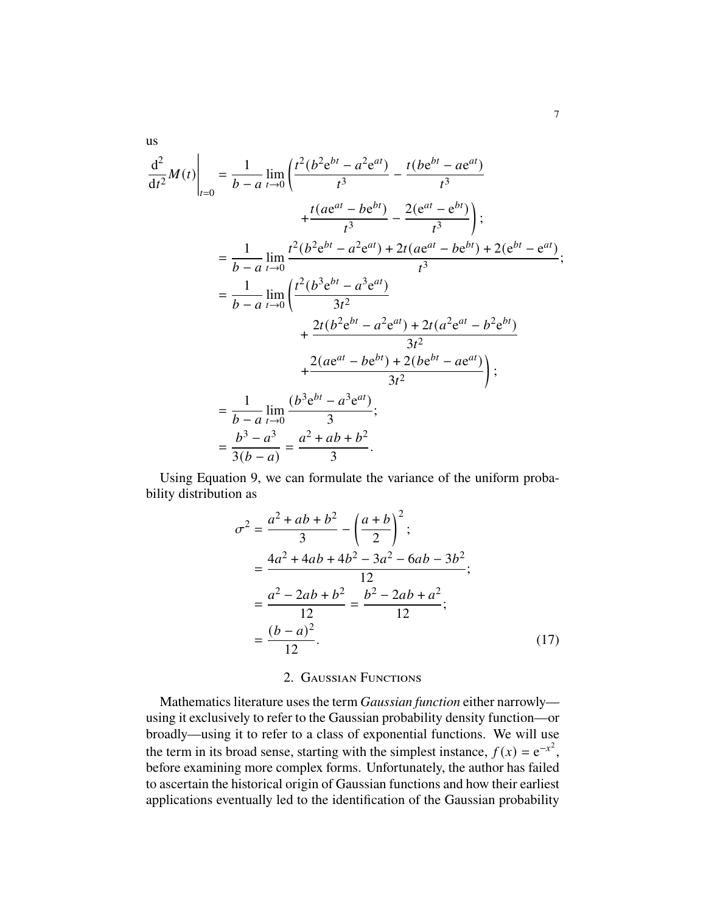us

$$
\begin{aligned}
\left.\frac{\mathrm{d}^2}{\mathrm{d}t^2}M(t)\right|_{t=0} &= \frac{1}{b-a}\lim_{t\to 0}\left(\frac{t^2(b^2\mathrm{e}^{bt}-a^2\mathrm{e}^{at})}{t^3} - \frac{t(b\mathrm{e}^{bt}-a\mathrm{e}^{at})}{t^3}\right. \\
&\qquad\left. + \frac{t(a\mathrm{e}^{at}-b\mathrm{e}^{bt})}{t^3} - \frac{2(\mathrm{e}^{at}-\mathrm{e}^{bt})}{t^3}\right); \\
&= \frac{1}{b-a}\lim_{t\to 0}\frac{t^2(b^2\mathrm{e}^{bt}-a^2\mathrm{e}^{at}) + 2t(a\mathrm{e}^{at}-b\mathrm{e}^{bt}) + 2(\mathrm{e}^{bt}-\mathrm{e}^{at})}{t^3}; \\
&= \frac{1}{b-a}\lim_{t\to 0}\left(\frac{t^2(b^3\mathrm{e}^{bt}-a^3\mathrm{e}^{at})}{3t^2}\right. \\
&\qquad + \frac{2t(b^2\mathrm{e}^{bt}-a^2\mathrm{e}^{at}) + 2t(a^2\mathrm{e}^{at}-b^2\mathrm{e}^{bt})}{3t^2} \\
&\qquad \left. + \frac{2(a\mathrm{e}^{at}-b\mathrm{e}^{bt}) + 2(b\mathrm{e}^{bt}-a\mathrm{e}^{at})}{3t^2}\right); \\
&= \frac{1}{b-a}\lim_{t\to 0}\frac{(b^3\mathrm{e}^{bt}-a^3\mathrm{e}^{at})}{3}; \\
&= \frac{b^3-a^3}{3(b-a)} = \frac{a^2+ab+b^2}{3}.
\end{aligned}
$$

Using Equation 9, we can formulate the variance of the uniform probability distribution as

$$
\begin{aligned}
\sigma^2 &= \frac{a^2+ab+b^2}{3} - \left(\frac{a+b}{2}\right)^2; \\
&= \frac{4a^2+4ab+4b^2-3a^2-6ab-3b^2}{12}; \\
&= \frac{a^2-2ab+b^2}{12} = \frac{b^2-2ab+a^2}{12}; \\
&= \frac{(b-a)^2}{12}.
\end{aligned} \tag{17}
$$

## 2. Gaussian Functions

Mathematics literature uses the term *Gaussian function* either narrowly—using it exclusively to refer to the Gaussian probability density function—or broadly—using it to refer to a class of exponential functions. We will use the term in its broad sense, starting with the simplest instance, $f(x) = \mathrm{e}^{-x^2}$, before examining more complex forms. Unfortunately, the author has failed to ascertain the historical origin of Gaussian functions and how their earliest applications eventually led to the identification of the Gaussian probability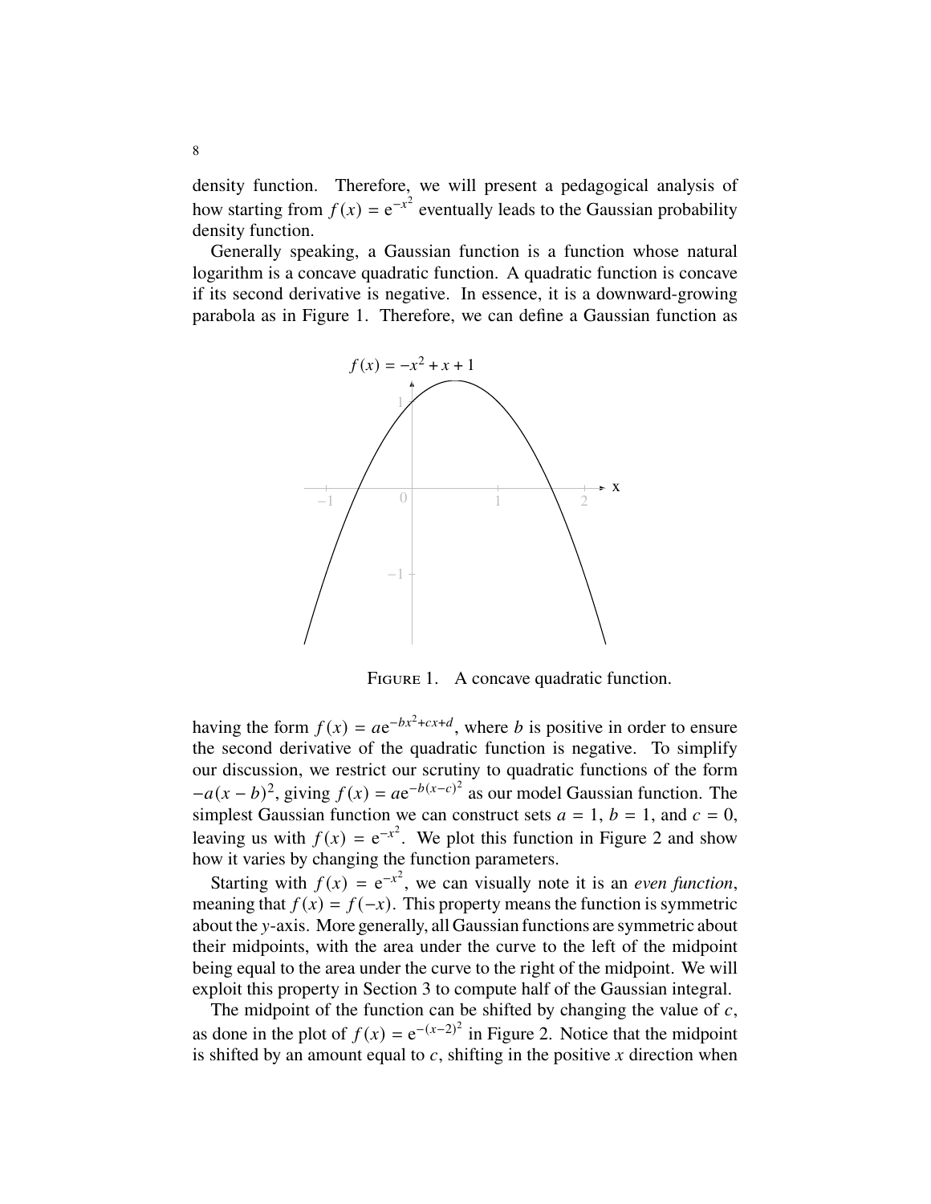density function. Therefore, we will present a pedagogical analysis of how starting from $f(x) = \mathrm{e}^{-x^2}$ eventually leads to the Gaussian probability density function.

Generally speaking, a Gaussian function is a function whose natural logarithm is a concave quadratic function. A quadratic function is concave if its second derivative is negative. In essence, it is a downward-growing parabola as in Figure 1. Therefore, we can define a Gaussian function as

FIGURE 1. A concave quadratic function.

having the form $f(x) = a\mathrm{e}^{-bx^2+cx+d}$, where $b$ is positive in order to ensure the second derivative of the quadratic function is negative. To simplify our discussion, we restrict our scrutiny to quadratic functions of the form $-a(x-b)^2$, giving $f(x) = a\mathrm{e}^{-b(x-c)^2}$ as our model Gaussian function. The simplest Gaussian function we can construct sets $a = 1$, $b = 1$, and $c = 0$, leaving us with $f(x) = \mathrm{e}^{-x^2}$. We plot this function in Figure 2 and show how it varies by changing the function parameters.

Starting with $f(x) = \mathrm{e}^{-x^2}$, we can visually note it is an *even function*, meaning that $f(x) = f(-x)$. This property means the function is symmetric about the $y$-axis. More generally, all Gaussian functions are symmetric about their midpoints, with the area under the curve to the left of the midpoint being equal to the area under the curve to the right of the midpoint. We will exploit this property in Section 3 to compute half of the Gaussian integral.

The midpoint of the function can be shifted by changing the value of $c$, as done in the plot of $f(x) = \mathrm{e}^{-(x-2)^2}$ in Figure 2. Notice that the midpoint is shifted by an amount equal to $c$, shifting in the positive $x$ direction when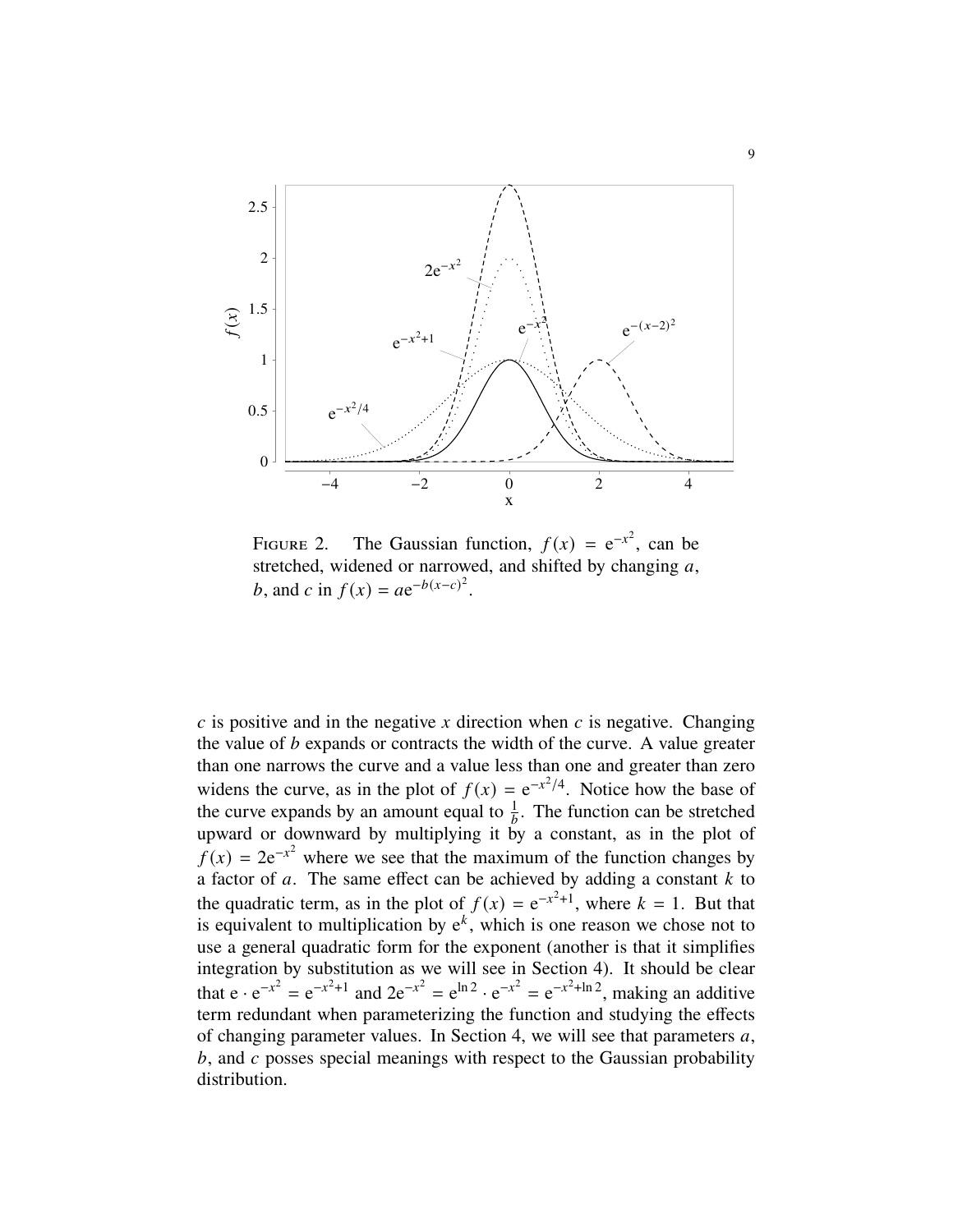FIGURE 2. The Gaussian function, $f(x) = \mathrm{e}^{-x^2}$, can be stretched, widened or narrowed, and shifted by changing $a$, $b$, and $c$ in $f(x) = a\mathrm{e}^{-b(x-c)^2}$.

$c$ is positive and in the negative $x$ direction when $c$ is negative. Changing the value of $b$ expands or contracts the width of the curve. A value greater than one narrows the curve and a value less than one and greater than zero widens the curve, as in the plot of $f(x) = \mathrm{e}^{-x^2/4}$. Notice how the base of the curve expands by an amount equal to $\frac{1}{b}$. The function can be stretched upward or downward by multiplying it by a constant, as in the plot of $f(x) = 2\mathrm{e}^{-x^2}$ where we see that the maximum of the function changes by a factor of $a$. The same effect can be achieved by adding a constant $k$ to the quadratic term, as in the plot of $f(x) = \mathrm{e}^{-x^2+1}$, where $k = 1$. But that is equivalent to multiplication by $\mathrm{e}^k$, which is one reason we chose not to use a general quadratic form for the exponent (another is that it simplifies integration by substitution as we will see in Section 4). It should be clear that $\mathrm{e} \cdot \mathrm{e}^{-x^2} = \mathrm{e}^{-x^2+1}$ and $2\mathrm{e}^{-x^2} = \mathrm{e}^{\ln 2} \cdot \mathrm{e}^{-x^2} = \mathrm{e}^{-x^2+\ln 2}$, making an additive term redundant when parameterizing the function and studying the effects of changing parameter values. In Section 4, we will see that parameters $a$, $b$, and $c$ posses special meanings with respect to the Gaussian probability distribution.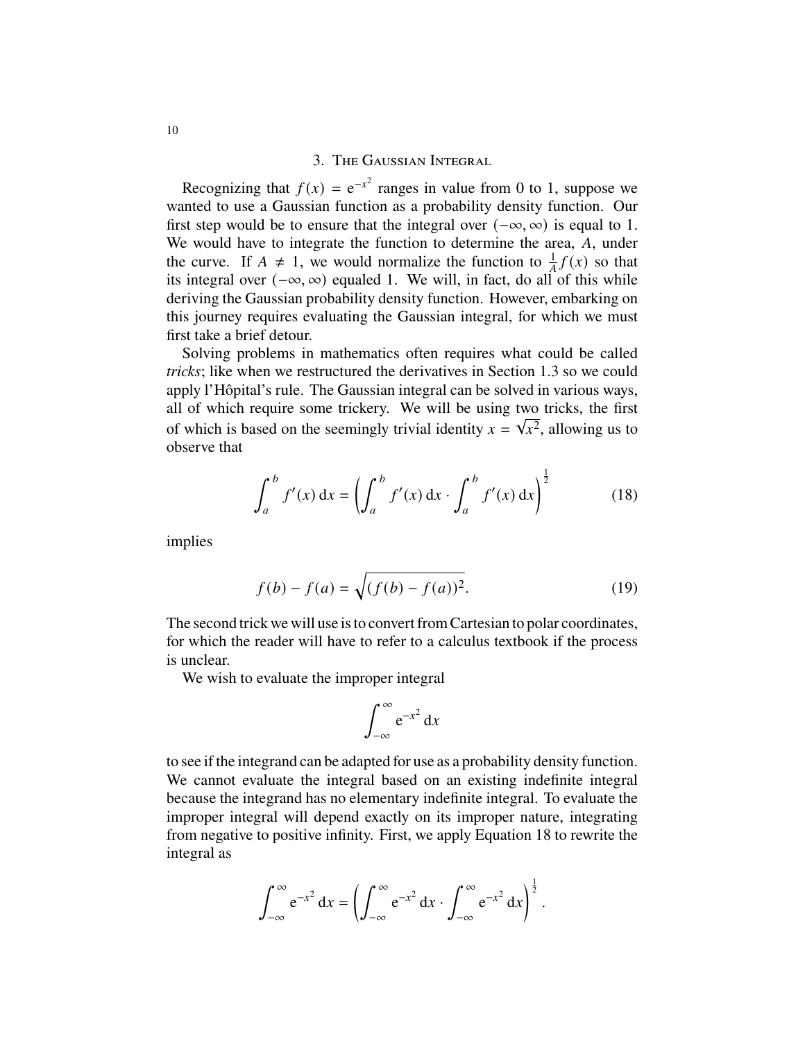## 3. The Gaussian Integral

Recognizing that $f(x) = \mathrm{e}^{-x^2}$ ranges in value from 0 to 1, suppose we wanted to use a Gaussian function as a probability density function. Our first step would be to ensure that the integral over $(-\infty, \infty)$ is equal to 1. We would have to integrate the function to determine the area, $A$, under the curve. If $A \neq 1$, we would normalize the function to $\frac{1}{A} f(x)$ so that its integral over $(-\infty, \infty)$ equaled 1. We will, in fact, do all of this while deriving the Gaussian probability density function. However, embarking on this journey requires evaluating the Gaussian integral, for which we must first take a brief detour.

Solving problems in mathematics often requires what could be called *tricks*; like when we restructured the derivatives in Section 1.3 so we could apply l'Hôpital's rule. The Gaussian integral can be solved in various ways, all of which require some trickery. We will be using two tricks, the first of which is based on the seemingly trivial identity $x = \sqrt{x^2}$, allowing us to observe that

$$\int_a^b f'(x)\,\mathrm{d}x = \left( \int_a^b f'(x)\,\mathrm{d}x \cdot \int_a^b f'(x)\,\mathrm{d}x \right)^{\frac{1}{2}} \tag{18}$$

implies

$$f(b) - f(a) = \sqrt{(f(b) - f(a))^2}. \tag{19}$$

The second trick we will use is to convert from Cartesian to polar coordinates, for which the reader will have to refer to a calculus textbook if the process is unclear.

We wish to evaluate the improper integral

$$\int_{-\infty}^{\infty} \mathrm{e}^{-x^2}\,\mathrm{d}x$$

to see if the integrand can be adapted for use as a probability density function. We cannot evaluate the integral based on an existing indefinite integral because the integrand has no elementary indefinite integral. To evaluate the improper integral will depend exactly on its improper nature, integrating from negative to positive infinity. First, we apply Equation 18 to rewrite the integral as

$$\int_{-\infty}^{\infty} \mathrm{e}^{-x^2}\,\mathrm{d}x = \left( \int_{-\infty}^{\infty} \mathrm{e}^{-x^2}\,\mathrm{d}x \cdot \int_{-\infty}^{\infty} \mathrm{e}^{-x^2}\,\mathrm{d}x \right)^{\frac{1}{2}}.$$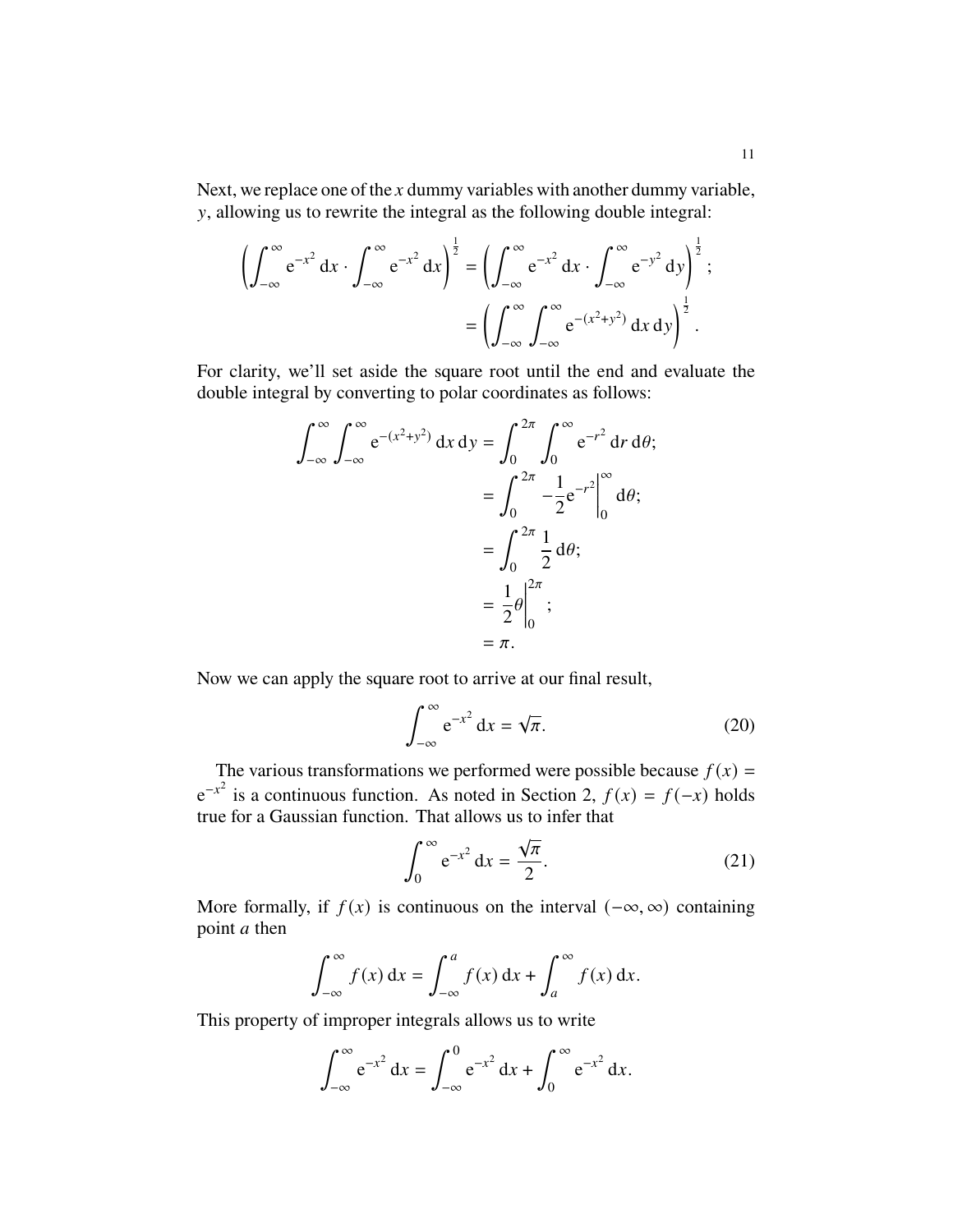Next, we replace one of the $x$ dummy variables with another dummy variable, $y$, allowing us to rewrite the integral as the following double integral:

$$
\begin{aligned}
\left(\int_{-\infty}^{\infty} \mathrm{e}^{-x^2}\,\mathrm{d}x \cdot \int_{-\infty}^{\infty} \mathrm{e}^{-x^2}\,\mathrm{d}x\right)^{\frac{1}{2}} &= \left(\int_{-\infty}^{\infty} \mathrm{e}^{-x^2}\,\mathrm{d}x \cdot \int_{-\infty}^{\infty} \mathrm{e}^{-y^2}\,\mathrm{d}y\right)^{\frac{1}{2}}; \\
&= \left(\int_{-\infty}^{\infty} \int_{-\infty}^{\infty} \mathrm{e}^{-(x^2+y^2)}\,\mathrm{d}x\,\mathrm{d}y\right)^{\frac{1}{2}}.
\end{aligned}
$$

For clarity, we'll set aside the square root until the end and evaluate the double integral by converting to polar coordinates as follows:

$$
\begin{aligned}
\int_{-\infty}^{\infty} \int_{-\infty}^{\infty} \mathrm{e}^{-(x^2+y^2)}\,\mathrm{d}x\,\mathrm{d}y &= \int_{0}^{2\pi} \int_{0}^{\infty} \mathrm{e}^{-r^2}\,\mathrm{d}r\,\mathrm{d}\theta; \\
&= \int_{0}^{2\pi} -\frac{1}{2}\mathrm{e}^{-r^2}\bigg|_{0}^{\infty}\,\mathrm{d}\theta; \\
&= \int_{0}^{2\pi} \frac{1}{2}\,\mathrm{d}\theta; \\
&= \frac{1}{2}\theta\bigg|_{0}^{2\pi}; \\
&= \pi.
\end{aligned}
$$

Now we can apply the square root to arrive at our final result,

$$
\int_{-\infty}^{\infty} \mathrm{e}^{-x^2}\,\mathrm{d}x = \sqrt{\pi}. \tag{20}
$$

The various transformations we performed were possible because $f(x) = \mathrm{e}^{-x^2}$ is a continuous function. As noted in Section 2, $f(x) = f(-x)$ holds true for a Gaussian function. That allows us to infer that

$$
\int_{0}^{\infty} \mathrm{e}^{-x^2}\,\mathrm{d}x = \frac{\sqrt{\pi}}{2}. \tag{21}
$$

More formally, if $f(x)$ is continuous on the interval $(-\infty, \infty)$ containing point $a$ then

$$
\int_{-\infty}^{\infty} f(x)\,\mathrm{d}x = \int_{-\infty}^{a} f(x)\,\mathrm{d}x + \int_{a}^{\infty} f(x)\,\mathrm{d}x.
$$

This property of improper integrals allows us to write

$$
\int_{-\infty}^{\infty} \mathrm{e}^{-x^2}\,\mathrm{d}x = \int_{-\infty}^{0} \mathrm{e}^{-x^2}\,\mathrm{d}x + \int_{0}^{\infty} \mathrm{e}^{-x^2}\,\mathrm{d}x.
$$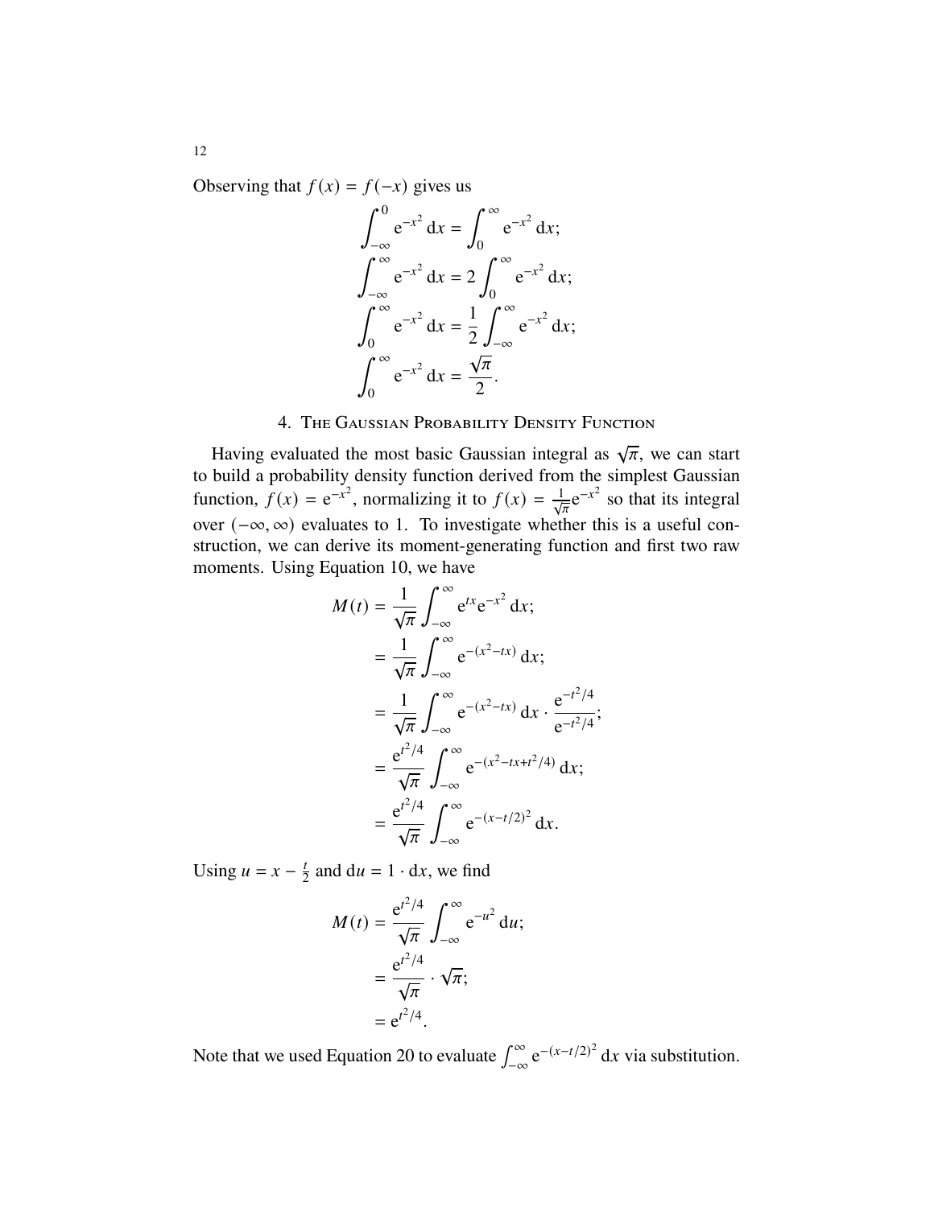Observing that $f(x) = f(-x)$ gives us

$$
\begin{aligned}
\int_{-\infty}^{0} \mathrm{e}^{-x^2}\,\mathrm{d}x &= \int_{0}^{\infty} \mathrm{e}^{-x^2}\,\mathrm{d}x; \\
\int_{-\infty}^{\infty} \mathrm{e}^{-x^2}\,\mathrm{d}x &= 2\int_{0}^{\infty} \mathrm{e}^{-x^2}\,\mathrm{d}x; \\
\int_{0}^{\infty} \mathrm{e}^{-x^2}\,\mathrm{d}x &= \frac{1}{2}\int_{-\infty}^{\infty} \mathrm{e}^{-x^2}\,\mathrm{d}x; \\
\int_{0}^{\infty} \mathrm{e}^{-x^2}\,\mathrm{d}x &= \frac{\sqrt{\pi}}{2}.
\end{aligned}
$$

## 4. The Gaussian Probability Density Function

Having evaluated the most basic Gaussian integral as $\sqrt{\pi}$, we can start to build a probability density function derived from the simplest Gaussian function, $f(x) = \mathrm{e}^{-x^2}$, normalizing it to $f(x) = \frac{1}{\sqrt{\pi}}\mathrm{e}^{-x^2}$ so that its integral over $(-\infty, \infty)$ evaluates to 1. To investigate whether this is a useful construction, we can derive its moment-generating function and first two raw moments. Using Equation 10, we have

$$
\begin{aligned}
M(t) &= \frac{1}{\sqrt{\pi}}\int_{-\infty}^{\infty} \mathrm{e}^{tx}\mathrm{e}^{-x^2}\,\mathrm{d}x; \\
&= \frac{1}{\sqrt{\pi}}\int_{-\infty}^{\infty} \mathrm{e}^{-(x^2-tx)}\,\mathrm{d}x; \\
&= \frac{1}{\sqrt{\pi}}\int_{-\infty}^{\infty} \mathrm{e}^{-(x^2-tx)}\,\mathrm{d}x \cdot \frac{\mathrm{e}^{-t^2/4}}{\mathrm{e}^{-t^2/4}}; \\
&= \frac{\mathrm{e}^{t^2/4}}{\sqrt{\pi}}\int_{-\infty}^{\infty} \mathrm{e}^{-(x^2-tx+t^2/4)}\,\mathrm{d}x; \\
&= \frac{\mathrm{e}^{t^2/4}}{\sqrt{\pi}}\int_{-\infty}^{\infty} \mathrm{e}^{-(x-t/2)^2}\,\mathrm{d}x.
\end{aligned}
$$

Using $u = x - \frac{t}{2}$ and $\mathrm{d}u = 1 \cdot \mathrm{d}x$, we find

$$
\begin{aligned}
M(t) &= \frac{\mathrm{e}^{t^2/4}}{\sqrt{\pi}}\int_{-\infty}^{\infty} \mathrm{e}^{-u^2}\,\mathrm{d}u; \\
&= \frac{\mathrm{e}^{t^2/4}}{\sqrt{\pi}} \cdot \sqrt{\pi}; \\
&= \mathrm{e}^{t^2/4}.
\end{aligned}
$$

Note that we used Equation 20 to evaluate $\int_{-\infty}^{\infty} \mathrm{e}^{-(x-t/2)^2}\,\mathrm{d}x$ via substitution.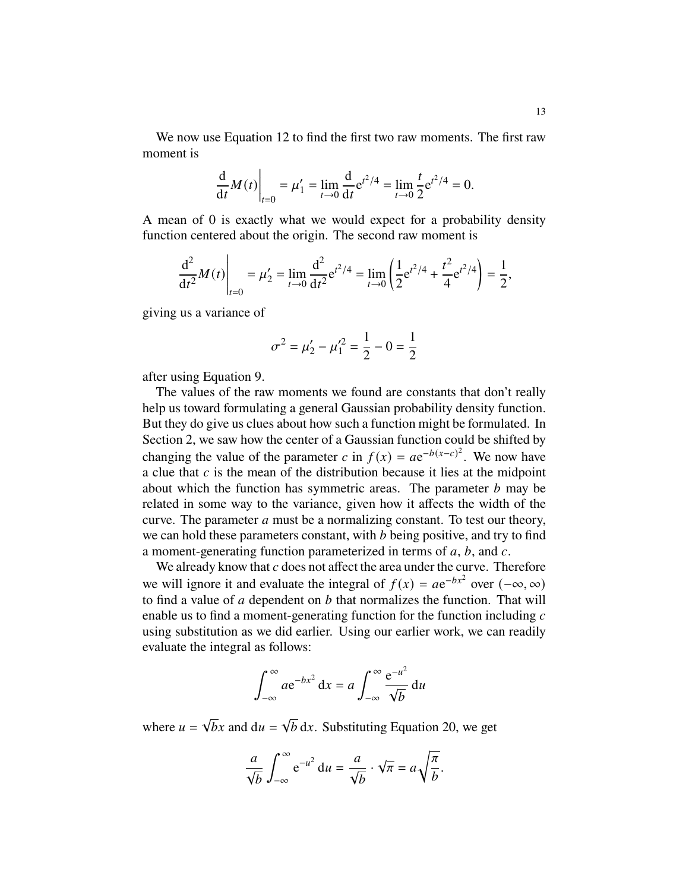We now use Equation 12 to find the first two raw moments. The first raw moment is

$$\left.\frac{\mathrm{d}}{\mathrm{d}t}M(t)\right|_{t=0} = \mu_1' = \lim_{t\to 0}\frac{\mathrm{d}}{\mathrm{d}t}\mathrm{e}^{t^2/4} = \lim_{t\to 0}\frac{t}{2}\mathrm{e}^{t^2/4} = 0.$$

A mean of 0 is exactly what we would expect for a probability density function centered about the origin. The second raw moment is

$$\left.\frac{\mathrm{d}^2}{\mathrm{d}t^2}M(t)\right|_{t=0} = \mu_2' = \lim_{t\to 0}\frac{\mathrm{d}^2}{\mathrm{d}t^2}\mathrm{e}^{t^2/4} = \lim_{t\to 0}\left(\frac{1}{2}\mathrm{e}^{t^2/4} + \frac{t^2}{4}\mathrm{e}^{t^2/4}\right) = \frac{1}{2},$$

giving us a variance of

$$\sigma^2 = \mu_2' - \mu_1'^2 = \frac{1}{2} - 0 = \frac{1}{2}$$

after using Equation 9.

The values of the raw moments we found are constants that don't really help us toward formulating a general Gaussian probability density function. But they do give us clues about how such a function might be formulated. In Section 2, we saw how the center of a Gaussian function could be shifted by changing the value of the parameter $c$ in $f(x) = a\mathrm{e}^{-b(x-c)^2}$. We now have a clue that $c$ is the mean of the distribution because it lies at the midpoint about which the function has symmetric areas. The parameter $b$ may be related in some way to the variance, given how it affects the width of the curve. The parameter $a$ must be a normalizing constant. To test our theory, we can hold these parameters constant, with $b$ being positive, and try to find a moment-generating function parameterized in terms of $a$, $b$, and $c$.

We already know that $c$ does not affect the area under the curve. Therefore we will ignore it and evaluate the integral of $f(x) = a\mathrm{e}^{-bx^2}$ over $(-\infty, \infty)$ to find a value of $a$ dependent on $b$ that normalizes the function. That will enable us to find a moment-generating function for the function including $c$ using substitution as we did earlier. Using our earlier work, we can readily evaluate the integral as follows:

$$\int_{-\infty}^{\infty} a\mathrm{e}^{-bx^2}\,\mathrm{d}x = a\int_{-\infty}^{\infty}\frac{\mathrm{e}^{-u^2}}{\sqrt{b}}\,\mathrm{d}u$$

where $u = \sqrt{b}x$ and $\mathrm{d}u = \sqrt{b}\,\mathrm{d}x$. Substituting Equation 20, we get

$$\frac{a}{\sqrt{b}}\int_{-\infty}^{\infty}\mathrm{e}^{-u^2}\,\mathrm{d}u = \frac{a}{\sqrt{b}}\cdot\sqrt{\pi} = a\sqrt{\frac{\pi}{b}}.$$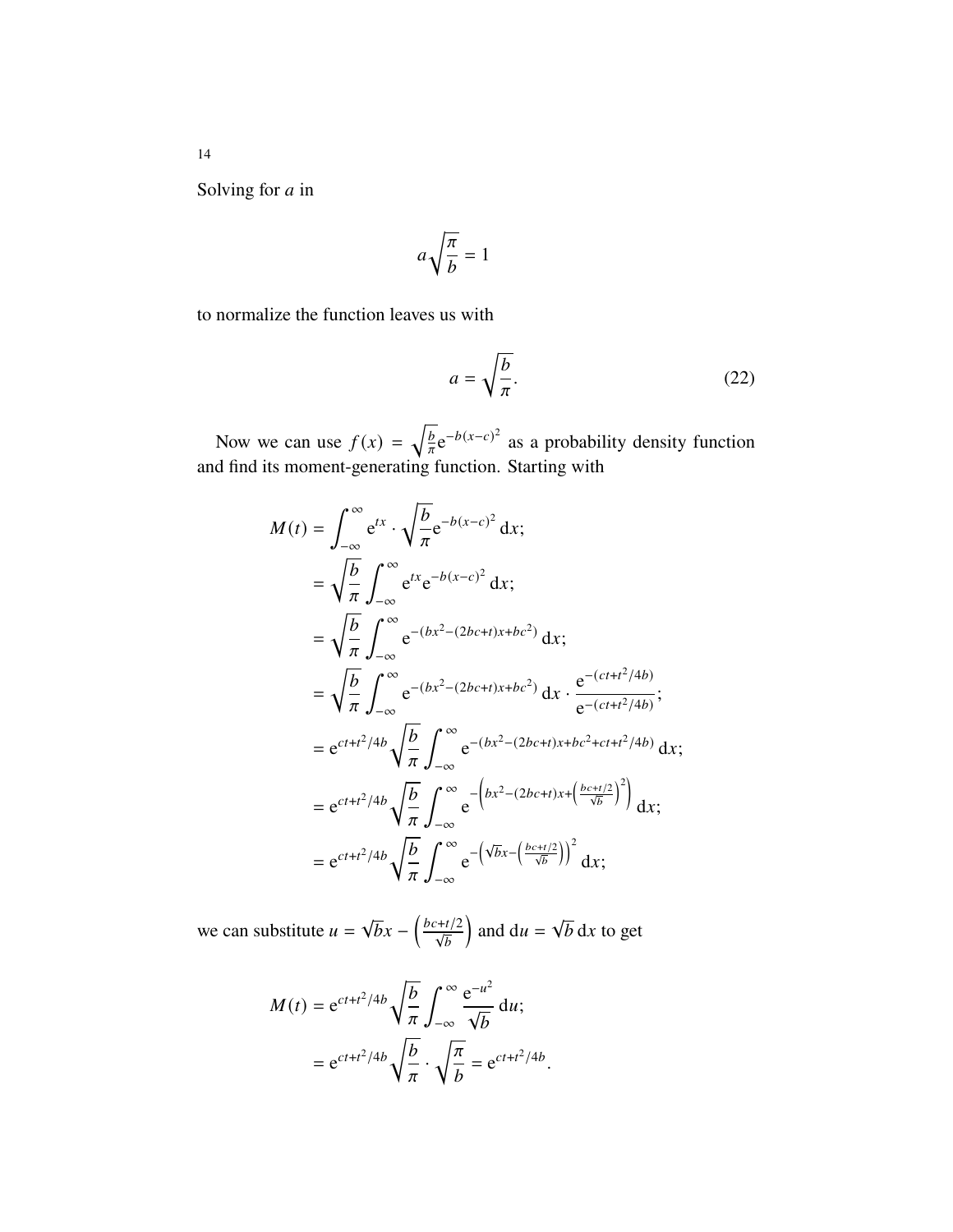Solving for $a$ in

$$a\sqrt{\frac{\pi}{b}} = 1$$

to normalize the function leaves us with

$$a = \sqrt{\frac{b}{\pi}}. \tag{22}$$

Now we can use $f(x) = \sqrt{\frac{b}{\pi}}\mathrm{e}^{-b(x-c)^2}$ as a probability density function and find its moment-generating function. Starting with

$$\begin{aligned}
M(t) &= \int_{-\infty}^{\infty} \mathrm{e}^{tx} \cdot \sqrt{\frac{b}{\pi}}\mathrm{e}^{-b(x-c)^2}\,\mathrm{d}x; \\
&= \sqrt{\frac{b}{\pi}} \int_{-\infty}^{\infty} \mathrm{e}^{tx}\mathrm{e}^{-b(x-c)^2}\,\mathrm{d}x; \\
&= \sqrt{\frac{b}{\pi}} \int_{-\infty}^{\infty} \mathrm{e}^{-(bx^2-(2bc+t)x+bc^2)}\,\mathrm{d}x; \\
&= \sqrt{\frac{b}{\pi}} \int_{-\infty}^{\infty} \mathrm{e}^{-(bx^2-(2bc+t)x+bc^2)}\,\mathrm{d}x \cdot \frac{\mathrm{e}^{-(ct+t^2/4b)}}{\mathrm{e}^{-(ct+t^2/4b)}}; \\
&= \mathrm{e}^{ct+t^2/4b}\sqrt{\frac{b}{\pi}} \int_{-\infty}^{\infty} \mathrm{e}^{-(bx^2-(2bc+t)x+bc^2+ct+t^2/4b)}\,\mathrm{d}x; \\
&= \mathrm{e}^{ct+t^2/4b}\sqrt{\frac{b}{\pi}} \int_{-\infty}^{\infty} \mathrm{e}^{-\left(bx^2-(2bc+t)x+\left(\frac{bc+t/2}{\sqrt{b}}\right)^2\right)}\,\mathrm{d}x; \\
&= \mathrm{e}^{ct+t^2/4b}\sqrt{\frac{b}{\pi}} \int_{-\infty}^{\infty} \mathrm{e}^{-\left(\sqrt{b}x-\left(\frac{bc+t/2}{\sqrt{b}}\right)\right)^2}\,\mathrm{d}x;
\end{aligned}$$

we can substitute $u = \sqrt{b}x - \left(\frac{bc+t/2}{\sqrt{b}}\right)$ and $\mathrm{d}u = \sqrt{b}\,\mathrm{d}x$ to get

$$\begin{aligned}
M(t) &= \mathrm{e}^{ct+t^2/4b}\sqrt{\frac{b}{\pi}} \int_{-\infty}^{\infty} \frac{\mathrm{e}^{-u^2}}{\sqrt{b}}\,\mathrm{d}u; \\
&= \mathrm{e}^{ct+t^2/4b}\sqrt{\frac{b}{\pi}} \cdot \sqrt{\frac{\pi}{b}} = \mathrm{e}^{ct+t^2/4b}.
\end{aligned}$$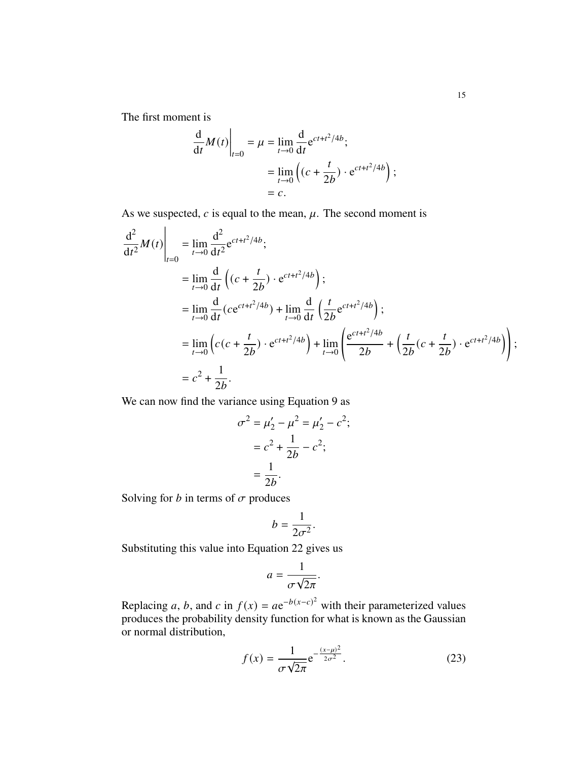The first moment is

$$
\begin{aligned}
\left.\frac{\mathrm{d}}{\mathrm{d}t}M(t)\right|_{t=0} = \mu &= \lim_{t\to 0}\frac{\mathrm{d}}{\mathrm{d}t}\mathrm{e}^{ct+t^2/4b};\\
&= \lim_{t\to 0}\left((c+\frac{t}{2b})\cdot \mathrm{e}^{ct+t^2/4b}\right);\\
&= c.
\end{aligned}
$$

As we suspected, $c$ is equal to the mean, $\mu$. The second moment is

$$
\begin{aligned}
\left.\frac{\mathrm{d}^2}{\mathrm{d}t^2}M(t)\right|_{t=0} &= \lim_{t\to 0}\frac{\mathrm{d}^2}{\mathrm{d}t^2}\mathrm{e}^{ct+t^2/4b};\\
&= \lim_{t\to 0}\frac{\mathrm{d}}{\mathrm{d}t}\left((c+\frac{t}{2b})\cdot \mathrm{e}^{ct+t^2/4b}\right);\\
&= \lim_{t\to 0}\frac{\mathrm{d}}{\mathrm{d}t}(c\mathrm{e}^{ct+t^2/4b}) + \lim_{t\to 0}\frac{\mathrm{d}}{\mathrm{d}t}\left(\frac{t}{2b}\mathrm{e}^{ct+t^2/4b}\right);\\
&= \lim_{t\to 0}\left(c(c+\frac{t}{2b})\cdot \mathrm{e}^{ct+t^2/4b}\right) + \lim_{t\to 0}\left(\frac{\mathrm{e}^{ct+t^2/4b}}{2b} + \left(\frac{t}{2b}(c+\frac{t}{2b})\cdot \mathrm{e}^{ct+t^2/4b}\right)\right);\\
&= c^2 + \frac{1}{2b}.
\end{aligned}
$$

We can now find the variance using Equation 9 as

$$
\begin{aligned}
\sigma^2 = \mu_2' - \mu^2 &= \mu_2' - c^2;\\
&= c^2 + \frac{1}{2b} - c^2;\\
&= \frac{1}{2b}.
\end{aligned}
$$

Solving for $b$ in terms of $\sigma$ produces

$$
b = \frac{1}{2\sigma^2}.
$$

Substituting this value into Equation 22 gives us

$$
a = \frac{1}{\sigma\sqrt{2\pi}}.
$$

Replacing $a$, $b$, and $c$ in $f(x) = a\mathrm{e}^{-b(x-c)^2}$ with their parameterized values produces the probability density function for what is known as the Gaussian or normal distribution,

$$
f(x) = \frac{1}{\sigma\sqrt{2\pi}}\mathrm{e}^{-\frac{(x-\mu)^2}{2\sigma^2}}. \tag{23}
$$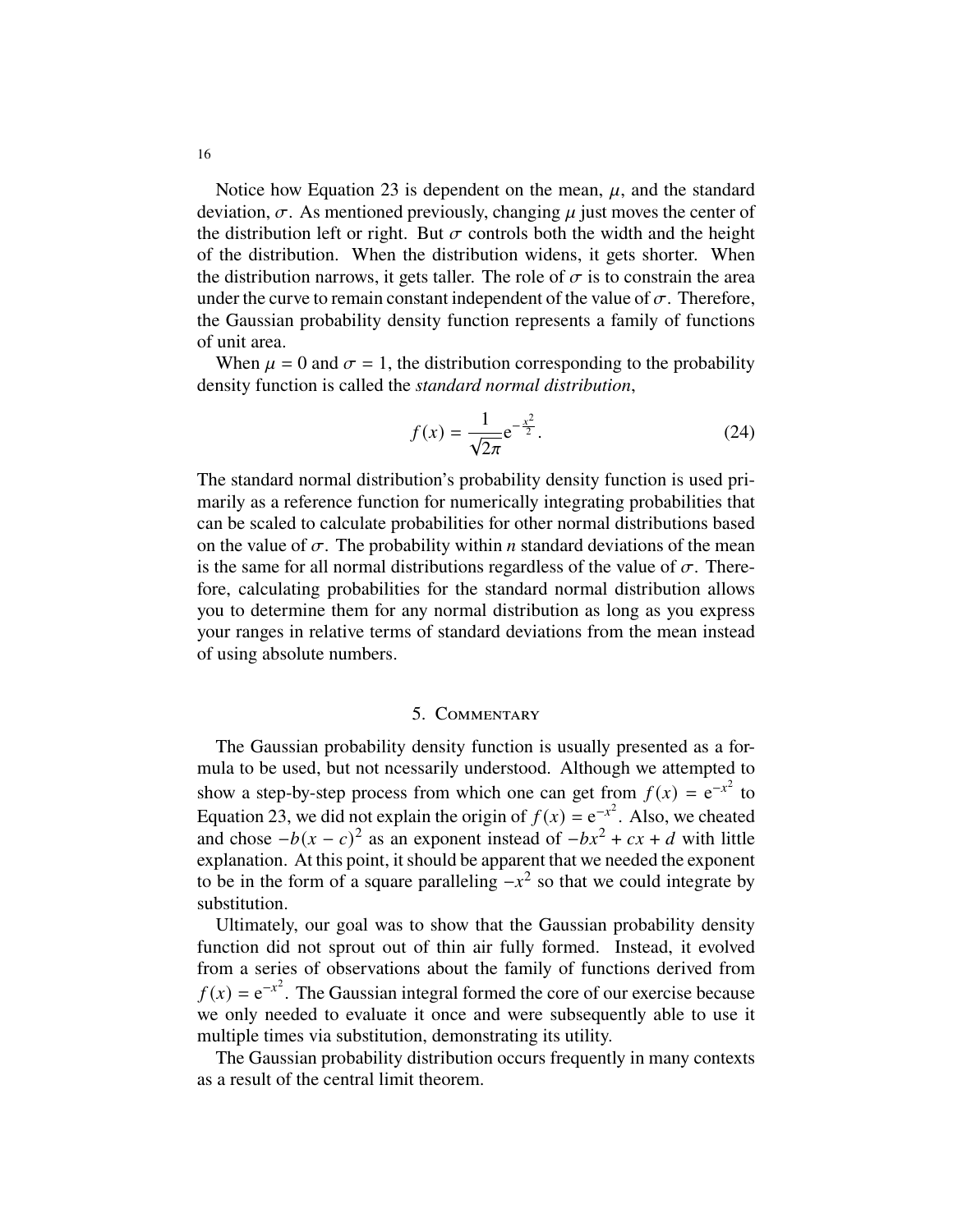Notice how Equation 23 is dependent on the mean, $\mu$, and the standard deviation, $\sigma$. As mentioned previously, changing $\mu$ just moves the center of the distribution left or right. But $\sigma$ controls both the width and the height of the distribution. When the distribution widens, it gets shorter. When the distribution narrows, it gets taller. The role of $\sigma$ is to constrain the area under the curve to remain constant independent of the value of $\sigma$. Therefore, the Gaussian probability density function represents a family of functions of unit area.

When $\mu = 0$ and $\sigma = 1$, the distribution corresponding to the probability density function is called the *standard normal distribution*,

$$f(x) = \frac{1}{\sqrt{2\pi}} e^{-\frac{x^2}{2}}. \tag{24}$$

The standard normal distribution's probability density function is used primarily as a reference function for numerically integrating probabilities that can be scaled to calculate probabilities for other normal distributions based on the value of $\sigma$. The probability within $n$ standard deviations of the mean is the same for all normal distributions regardless of the value of $\sigma$. Therefore, calculating probabilities for the standard normal distribution allows you to determine them for any normal distribution as long as you express your ranges in relative terms of standard deviations from the mean instead of using absolute numbers.

## 5. Commentary

The Gaussian probability density function is usually presented as a formula to be used, but not ncessarily understood. Although we attempted to show a step-by-step process from which one can get from $f(x) = e^{-x^2}$ to Equation 23, we did not explain the origin of $f(x) = e^{-x^2}$. Also, we cheated and chose $-b(x - c)^2$ as an exponent instead of $-bx^2 + cx + d$ with little explanation. At this point, it should be apparent that we needed the exponent to be in the form of a square paralleling $-x^2$ so that we could integrate by substitution.

Ultimately, our goal was to show that the Gaussian probability density function did not sprout out of thin air fully formed. Instead, it evolved from a series of observations about the family of functions derived from $f(x) = e^{-x^2}$. The Gaussian integral formed the core of our exercise because we only needed to evaluate it once and were subsequently able to use it multiple times via substitution, demonstrating its utility.

The Gaussian probability distribution occurs frequently in many contexts as a result of the central limit theorem.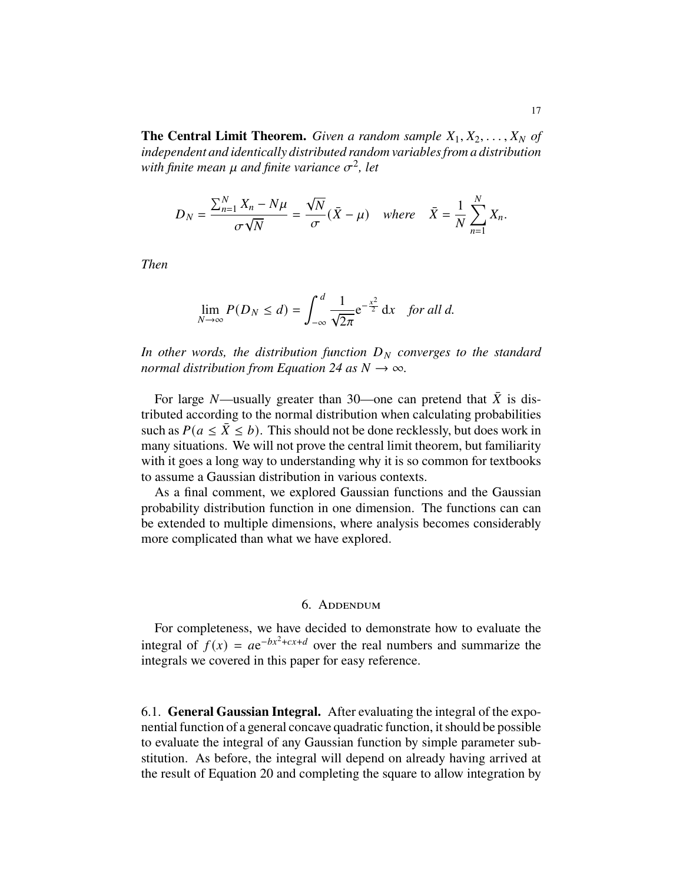**The Central Limit Theorem.** *Given a random sample $X_1, X_2, \ldots, X_N$ of independent and identically distributed random variables from a distribution with finite mean $\mu$ and finite variance $\sigma^2$, let*

$$D_N = \frac{\sum_{n=1}^{N} X_n - N\mu}{\sigma\sqrt{N}} = \frac{\sqrt{N}}{\sigma}(\bar{X} - \mu) \quad \textit{where} \quad \bar{X} = \frac{1}{N}\sum_{n=1}^{N} X_n.$$

*Then*

$$\lim_{N\to\infty} P(D_N \leq d) = \int_{-\infty}^{d} \frac{1}{\sqrt{2\pi}} \mathrm{e}^{-\frac{x^2}{2}}\, \mathrm{d}x \quad \textit{for all } d.$$

*In other words, the distribution function $D_N$ converges to the standard normal distribution from Equation 24 as $N \to \infty$.*

For large $N$—usually greater than 30—one can pretend that $\bar{X}$ is distributed according to the normal distribution when calculating probabilities such as $P(a \leq \bar{X} \leq b)$. This should not be done recklessly, but does work in many situations. We will not prove the central limit theorem, but familiarity with it goes a long way to understanding why it is so common for textbooks to assume a Gaussian distribution in various contexts.

As a final comment, we explored Gaussian functions and the Gaussian probability distribution function in one dimension. The functions can can be extended to multiple dimensions, where analysis becomes considerably more complicated than what we have explored.

## 6. Addendum

For completeness, we have decided to demonstrate how to evaluate the integral of $f(x) = a\mathrm{e}^{-bx^2+cx+d}$ over the real numbers and summarize the integrals we covered in this paper for easy reference.

### 6.1. General Gaussian Integral.

After evaluating the integral of the exponential function of a general concave quadratic function, it should be possible to evaluate the integral of any Gaussian function by simple parameter substitution. As before, the integral will depend on already having arrived at the result of Equation 20 and completing the square to allow integration by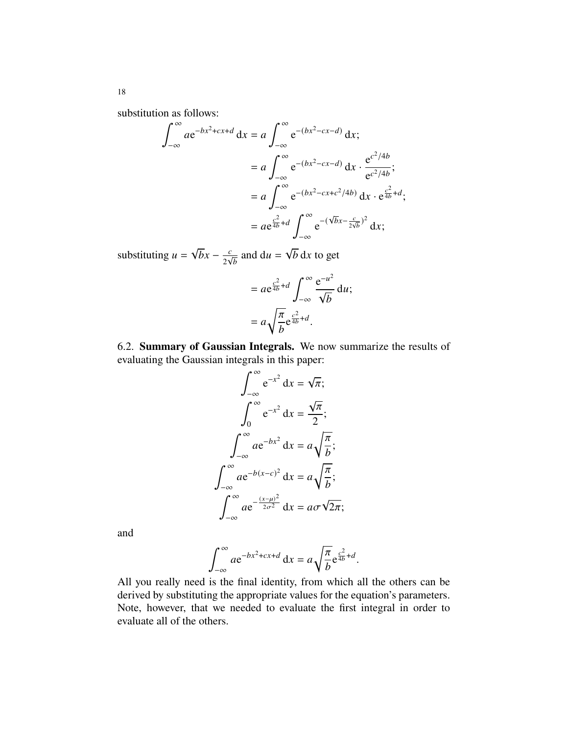substitution as follows:

$$
\begin{aligned}
\int_{-\infty}^{\infty} a\mathrm{e}^{-bx^2+cx+d}\,\mathrm{d}x &= a\int_{-\infty}^{\infty} \mathrm{e}^{-(bx^2-cx-d)}\,\mathrm{d}x; \\
&= a\int_{-\infty}^{\infty} \mathrm{e}^{-(bx^2-cx-d)}\,\mathrm{d}x \cdot \frac{\mathrm{e}^{c^2/4b}}{\mathrm{e}^{c^2/4b}}; \\
&= a\int_{-\infty}^{\infty} \mathrm{e}^{-(bx^2-cx+c^2/4b)}\,\mathrm{d}x \cdot \mathrm{e}^{\frac{c^2}{4b}+d}; \\
&= a\mathrm{e}^{\frac{c^2}{4b}+d}\int_{-\infty}^{\infty} \mathrm{e}^{-(\sqrt{b}x-\frac{c}{2\sqrt{b}})^2}\,\mathrm{d}x;
\end{aligned}
$$

substituting $u = \sqrt{b}x - \frac{c}{2\sqrt{b}}$ and $\mathrm{d}u = \sqrt{b}\,\mathrm{d}x$ to get

$$
\begin{aligned}
&= a\mathrm{e}^{\frac{c^2}{4b}+d}\int_{-\infty}^{\infty} \frac{\mathrm{e}^{-u^2}}{\sqrt{b}}\,\mathrm{d}u; \\
&= a\sqrt{\frac{\pi}{b}}\mathrm{e}^{\frac{c^2}{4b}+d}.
\end{aligned}
$$

6.2. **Summary of Gaussian Integrals.** We now summarize the results of evaluating the Gaussian integrals in this paper:

$$
\begin{aligned}
\int_{-\infty}^{\infty} \mathrm{e}^{-x^2}\,\mathrm{d}x &= \sqrt{\pi}; \\
\int_{0}^{\infty} \mathrm{e}^{-x^2}\,\mathrm{d}x &= \frac{\sqrt{\pi}}{2}; \\
\int_{-\infty}^{\infty} a\mathrm{e}^{-bx^2}\,\mathrm{d}x &= a\sqrt{\frac{\pi}{b}}; \\
\int_{-\infty}^{\infty} a\mathrm{e}^{-b(x-c)^2}\,\mathrm{d}x &= a\sqrt{\frac{\pi}{b}}; \\
\int_{-\infty}^{\infty} a\mathrm{e}^{-\frac{(x-\mu)^2}{2\sigma^2}}\,\mathrm{d}x &= a\sigma\sqrt{2\pi};
\end{aligned}
$$

and

$$
\int_{-\infty}^{\infty} a\mathrm{e}^{-bx^2+cx+d}\,\mathrm{d}x = a\sqrt{\frac{\pi}{b}}\mathrm{e}^{\frac{c^2}{4b}+d}.
$$

All you really need is the final identity, from which all the others can be derived by substituting the appropriate values for the equation's parameters. Note, however, that we needed to evaluate the first integral in order to evaluate all of the others.